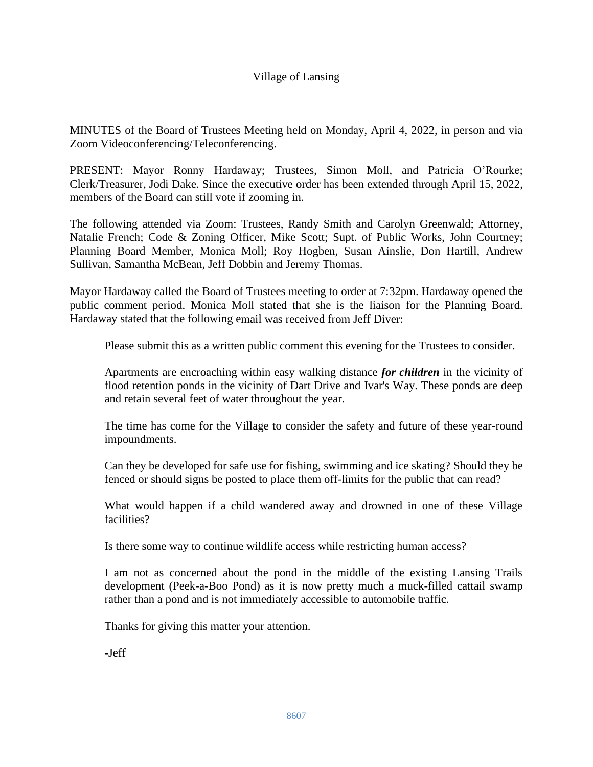Village of Lansing

MINUTES of the Board of Trustees Meeting held on Monday, April 4, 2022, in person and via Zoom Videoconferencing/Teleconferencing.

PRESENT: Mayor Ronny Hardaway; Trustees, Simon Moll, and Patricia O'Rourke; Clerk/Treasurer, Jodi Dake. Since the executive order has been extended through April 15, 2022, members of the Board can still vote if zooming in.

The following attended via Zoom: Trustees, Randy Smith and Carolyn Greenwald; Attorney, Natalie French; Code & Zoning Officer, Mike Scott; Supt. of Public Works, John Courtney; Planning Board Member, Monica Moll; Roy Hogben, Susan Ainslie, Don Hartill, Andrew Sullivan, Samantha McBean, Jeff Dobbin and Jeremy Thomas.

Mayor Hardaway called the Board of Trustees meeting to order at 7:32pm. Hardaway opened the public comment period. Monica Moll stated that she is the liaison for the Planning Board. Hardaway stated that the following email was received from Jeff Diver:

> Please submit this as a written public comment this evening for the Trustees to consider.
>
> Apartments are encroaching within easy walking distance ***for children*** in the vicinity of flood retention ponds in the vicinity of Dart Drive and Ivar's Way. These ponds are deep and retain several feet of water throughout the year.
>
> The time has come for the Village to consider the safety and future of these year-round impoundments.
>
> Can they be developed for safe use for fishing, swimming and ice skating? Should they be fenced or should signs be posted to place them off-limits for the public that can read?
>
> What would happen if a child wandered away and drowned in one of these Village facilities?
>
> Is there some way to continue wildlife access while restricting human access?
>
> I am not as concerned about the pond in the middle of the existing Lansing Trails development (Peek-a-Boo Pond) as it is now pretty much a muck-filled cattail swamp rather than a pond and is not immediately accessible to automobile traffic.
>
> Thanks for giving this matter your attention.
>
> -Jeff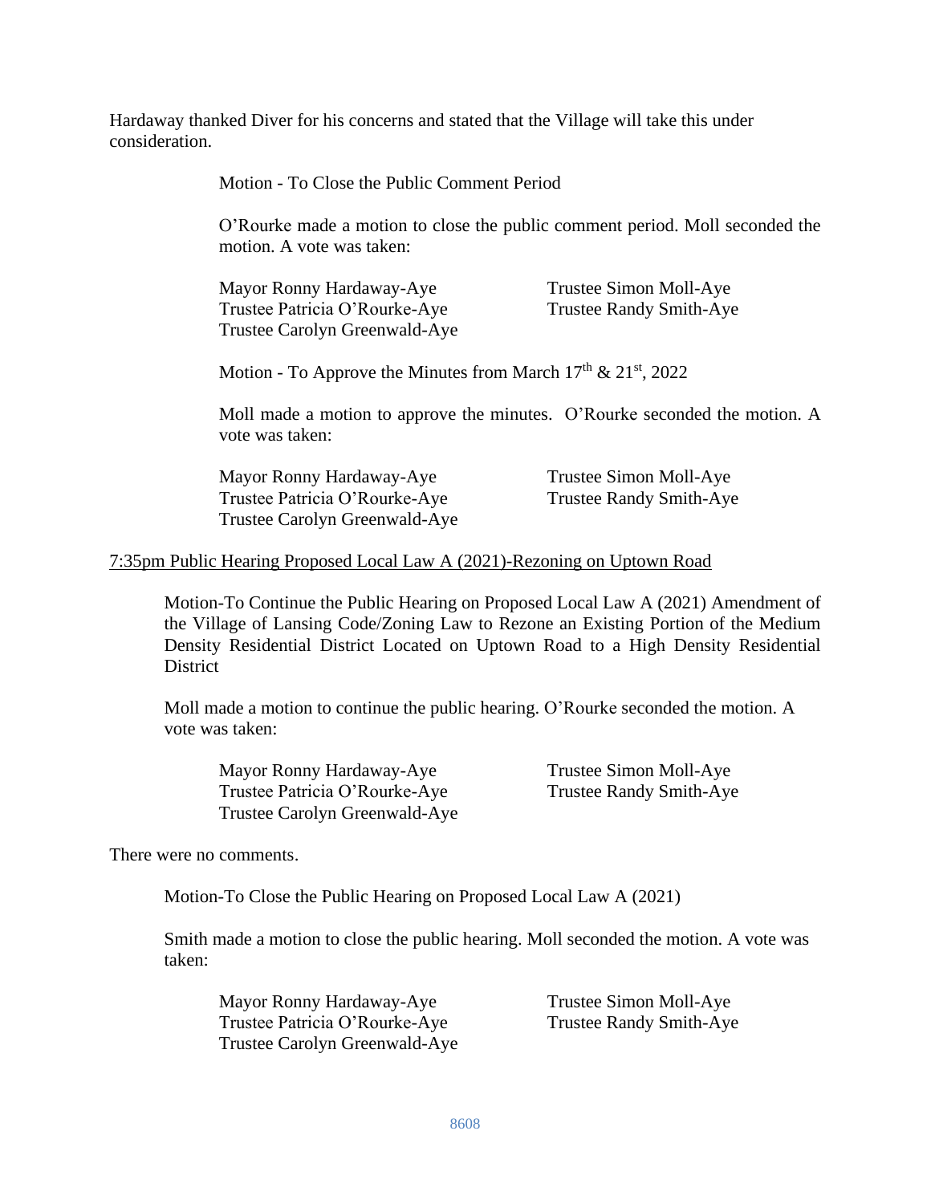Hardaway thanked Diver for his concerns and stated that the Village will take this under consideration.

Motion - To Close the Public Comment Period

O'Rourke made a motion to close the public comment period. Moll seconded the motion. A vote was taken:

Mayor Ronny Hardaway-Aye
Trustee Simon Moll-Aye
Trustee Patricia O'Rourke-Aye
Trustee Randy Smith-Aye
Trustee Carolyn Greenwald-Aye

Motion - To Approve the Minutes from March 17th & 21st, 2022

Moll made a motion to approve the minutes. O'Rourke seconded the motion. A vote was taken:

Mayor Ronny Hardaway-Aye
Trustee Simon Moll-Aye
Trustee Patricia O'Rourke-Aye
Trustee Randy Smith-Aye
Trustee Carolyn Greenwald-Aye

7:35pm Public Hearing Proposed Local Law A (2021)-Rezoning on Uptown Road

Motion-To Continue the Public Hearing on Proposed Local Law A (2021) Amendment of the Village of Lansing Code/Zoning Law to Rezone an Existing Portion of the Medium Density Residential District Located on Uptown Road to a High Density Residential District

Moll made a motion to continue the public hearing. O'Rourke seconded the motion. A vote was taken:

Mayor Ronny Hardaway-Aye
Trustee Simon Moll-Aye
Trustee Patricia O'Rourke-Aye
Trustee Randy Smith-Aye
Trustee Carolyn Greenwald-Aye

There were no comments.

Motion-To Close the Public Hearing on Proposed Local Law A (2021)

Smith made a motion to close the public hearing. Moll seconded the motion. A vote was taken:

Mayor Ronny Hardaway-Aye
Trustee Simon Moll-Aye
Trustee Patricia O'Rourke-Aye
Trustee Randy Smith-Aye
Trustee Carolyn Greenwald-Aye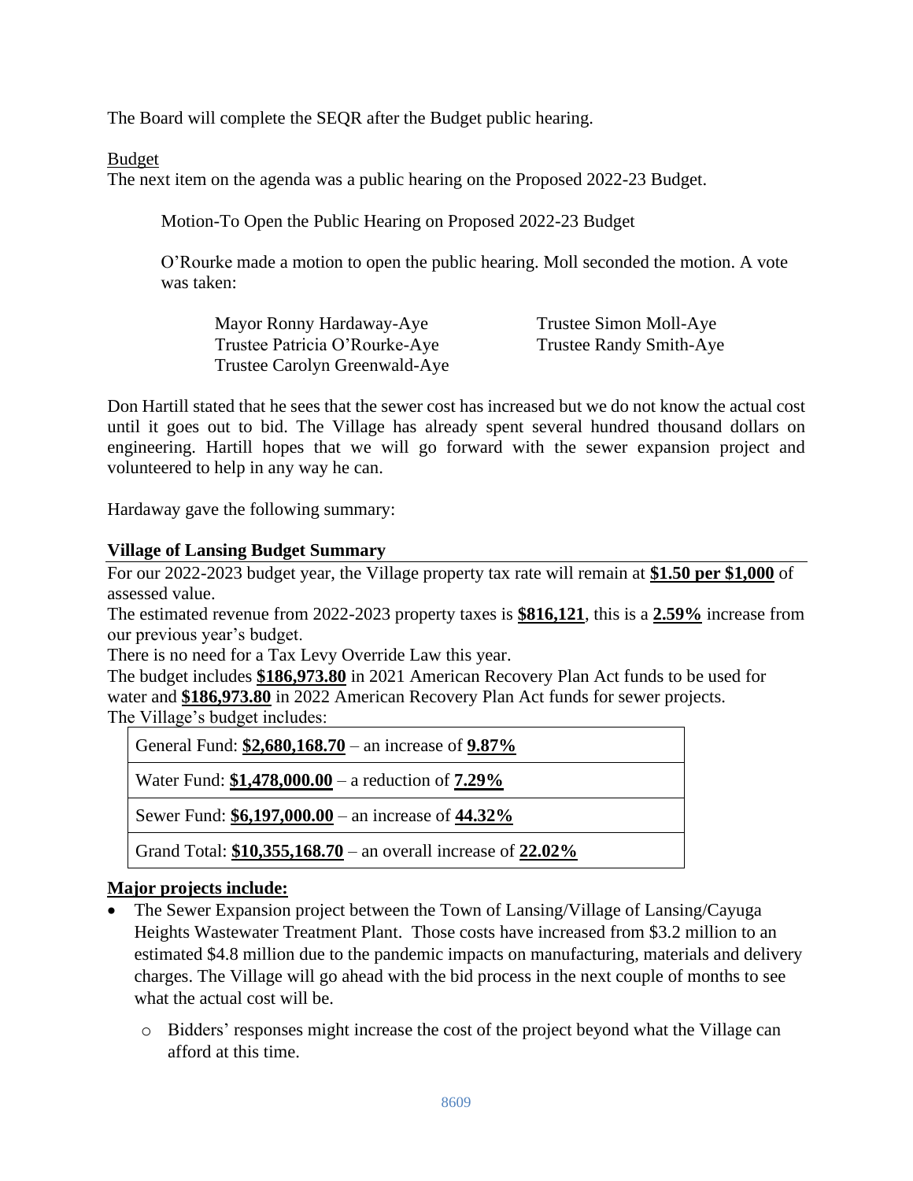The Board will complete the SEQR after the Budget public hearing.

Budget

The next item on the agenda was a public hearing on the Proposed 2022-23 Budget.

Motion-To Open the Public Hearing on Proposed 2022-23 Budget

O'Rourke made a motion to open the public hearing. Moll seconded the motion. A vote was taken:

Mayor Ronny Hardaway-Aye
Trustee Patricia O'Rourke-Aye
Trustee Carolyn Greenwald-Aye
Trustee Simon Moll-Aye
Trustee Randy Smith-Aye

Don Hartill stated that he sees that the sewer cost has increased but we do not know the actual cost until it goes out to bid. The Village has already spent several hundred thousand dollars on engineering. Hartill hopes that we will go forward with the sewer expansion project and volunteered to help in any way he can.

Hardaway gave the following summary:

**Village of Lansing Budget Summary**

For our 2022-2023 budget year, the Village property tax rate will remain at **$1.50 per $1,000** of assessed value.

The estimated revenue from 2022-2023 property taxes is **$816,121**, this is a **2.59%** increase from our previous year's budget.

There is no need for a Tax Levy Override Law this year.

The budget includes **$186,973.80** in 2021 American Recovery Plan Act funds to be used for water and **$186,973.80** in 2022 American Recovery Plan Act funds for sewer projects.

The Village's budget includes:

| General Fund: **$2,680,168.70** – an increase of **9.87%** |
|---|
| Water Fund: **$1,478,000.00** – a reduction of **7.29%** |
| Sewer Fund: **$6,197,000.00** – an increase of **44.32%** |
| Grand Total: **$10,355,168.70** – an overall increase of **22.02%** |

**Major projects include:**

- The Sewer Expansion project between the Town of Lansing/Village of Lansing/Cayuga Heights Wastewater Treatment Plant. Those costs have increased from $3.2 million to an estimated $4.8 million due to the pandemic impacts on manufacturing, materials and delivery charges. The Village will go ahead with the bid process in the next couple of months to see what the actual cost will be.
  - Bidders' responses might increase the cost of the project beyond what the Village can afford at this time.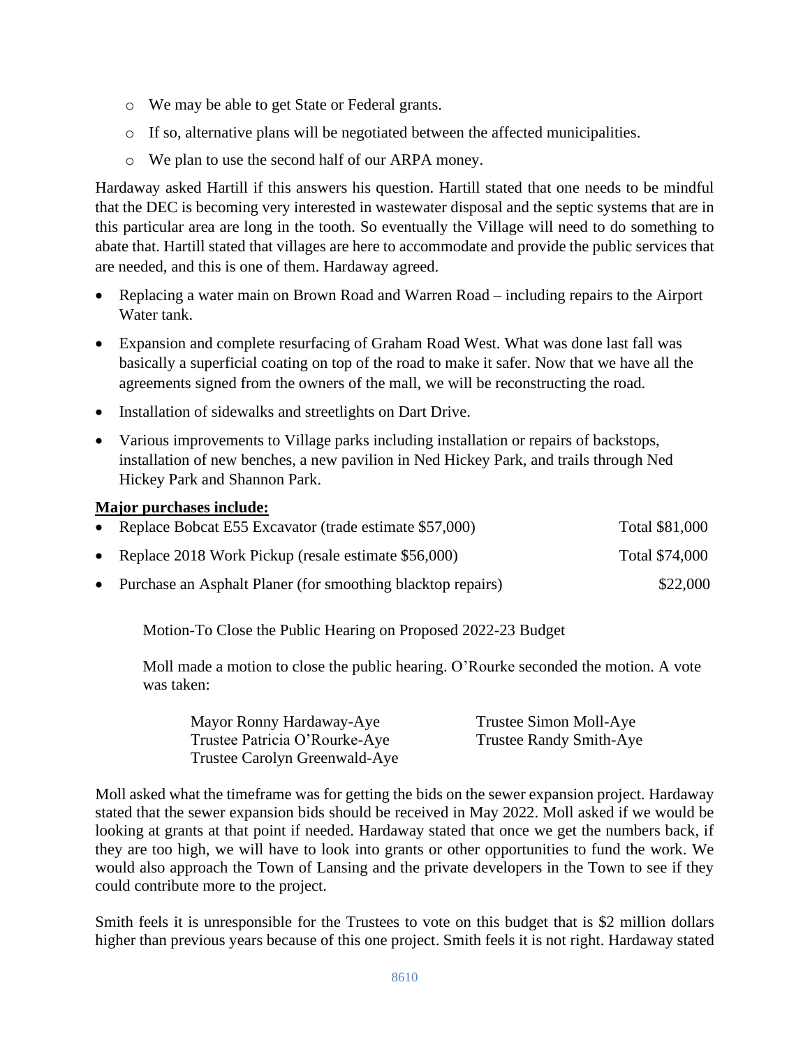- We may be able to get State or Federal grants.
  - If so, alternative plans will be negotiated between the affected municipalities.
  - We plan to use the second half of our ARPA money.

Hardaway asked Hartill if this answers his question. Hartill stated that one needs to be mindful that the DEC is becoming very interested in wastewater disposal and the septic systems that are in this particular area are long in the tooth. So eventually the Village will need to do something to abate that. Hartill stated that villages are here to accommodate and provide the public services that are needed, and this is one of them. Hardaway agreed.

- Replacing a water main on Brown Road and Warren Road – including repairs to the Airport Water tank.
- Expansion and complete resurfacing of Graham Road West. What was done last fall was basically a superficial coating on top of the road to make it safer. Now that we have all the agreements signed from the owners of the mall, we will be reconstructing the road.
- Installation of sidewalks and streetlights on Dart Drive.
- Various improvements to Village parks including installation or repairs of backstops, installation of new benches, a new pavilion in Ned Hickey Park, and trails through Ned Hickey Park and Shannon Park.

**Major purchases include:**

- Replace Bobcat E55 Excavator (trade estimate $57,000) Total $81,000
- Replace 2018 Work Pickup (resale estimate $56,000) Total $74,000
- Purchase an Asphalt Planer (for smoothing blacktop repairs) $22,000

Motion-To Close the Public Hearing on Proposed 2022-23 Budget

Moll made a motion to close the public hearing. O'Rourke seconded the motion. A vote was taken:

Mayor Ronny Hardaway-Aye
Trustee Simon Moll-Aye
Trustee Patricia O'Rourke-Aye
Trustee Randy Smith-Aye
Trustee Carolyn Greenwald-Aye

Moll asked what the timeframe was for getting the bids on the sewer expansion project. Hardaway stated that the sewer expansion bids should be received in May 2022. Moll asked if we would be looking at grants at that point if needed. Hardaway stated that once we get the numbers back, if they are too high, we will have to look into grants or other opportunities to fund the work. We would also approach the Town of Lansing and the private developers in the Town to see if they could contribute more to the project.

Smith feels it is unresponsible for the Trustees to vote on this budget that is $2 million dollars higher than previous years because of this one project. Smith feels it is not right. Hardaway stated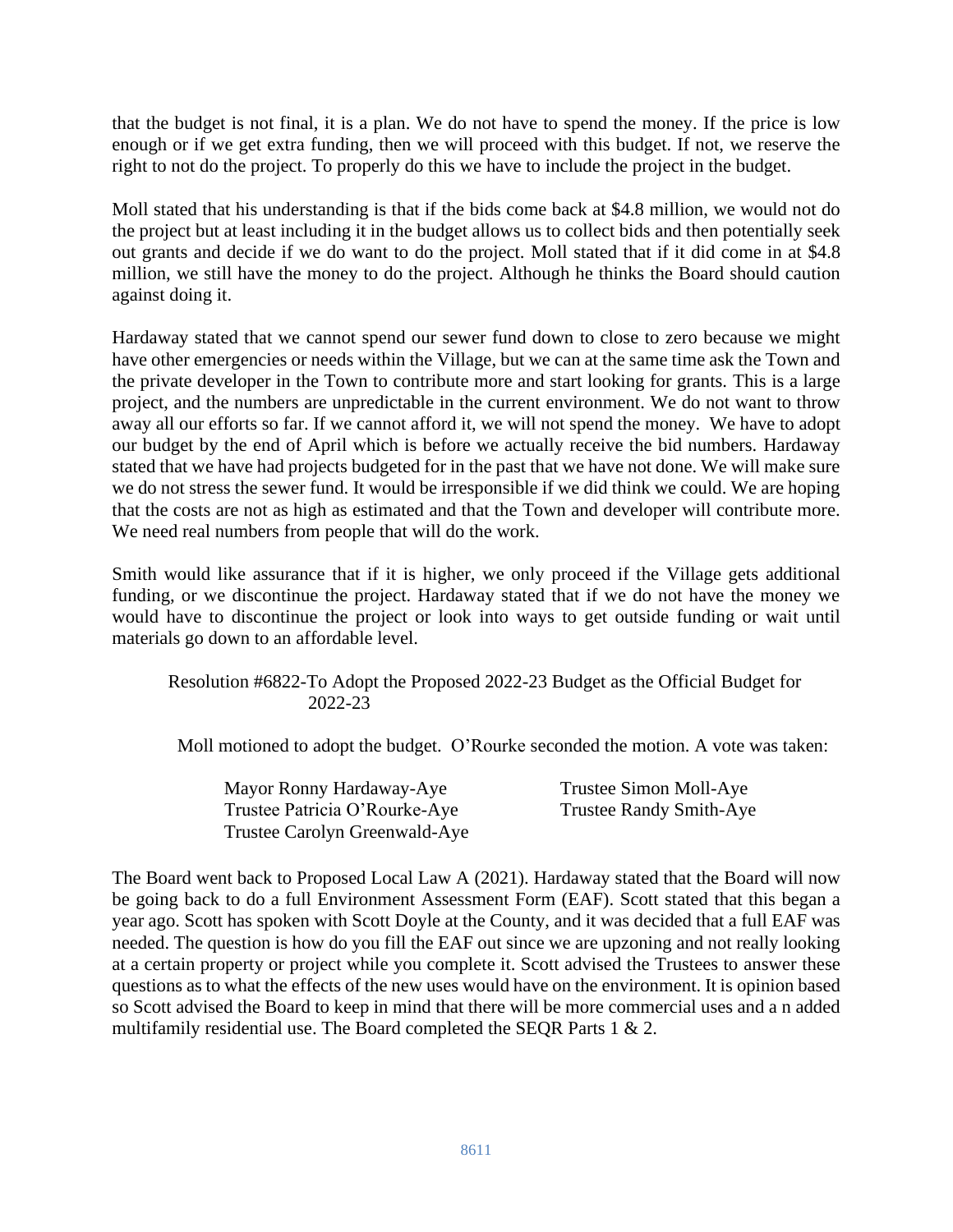that the budget is not final, it is a plan. We do not have to spend the money. If the price is low enough or if we get extra funding, then we will proceed with this budget. If not, we reserve the right to not do the project. To properly do this we have to include the project in the budget.

Moll stated that his understanding is that if the bids come back at $4.8 million, we would not do the project but at least including it in the budget allows us to collect bids and then potentially seek out grants and decide if we do want to do the project. Moll stated that if it did come in at $4.8 million, we still have the money to do the project. Although he thinks the Board should caution against doing it.

Hardaway stated that we cannot spend our sewer fund down to close to zero because we might have other emergencies or needs within the Village, but we can at the same time ask the Town and the private developer in the Town to contribute more and start looking for grants. This is a large project, and the numbers are unpredictable in the current environment. We do not want to throw away all our efforts so far. If we cannot afford it, we will not spend the money. We have to adopt our budget by the end of April which is before we actually receive the bid numbers. Hardaway stated that we have had projects budgeted for in the past that we have not done. We will make sure we do not stress the sewer fund. It would be irresponsible if we did think we could. We are hoping that the costs are not as high as estimated and that the Town and developer will contribute more. We need real numbers from people that will do the work.

Smith would like assurance that if it is higher, we only proceed if the Village gets additional funding, or we discontinue the project. Hardaway stated that if we do not have the money we would have to discontinue the project or look into ways to get outside funding or wait until materials go down to an affordable level.

Resolution #6822-To Adopt the Proposed 2022-23 Budget as the Official Budget for 2022-23

Moll motioned to adopt the budget. O'Rourke seconded the motion. A vote was taken:

Mayor Ronny Hardaway-Aye
Trustee Simon Moll-Aye
Trustee Patricia O'Rourke-Aye
Trustee Randy Smith-Aye
Trustee Carolyn Greenwald-Aye

The Board went back to Proposed Local Law A (2021). Hardaway stated that the Board will now be going back to do a full Environment Assessment Form (EAF). Scott stated that this began a year ago. Scott has spoken with Scott Doyle at the County, and it was decided that a full EAF was needed. The question is how do you fill the EAF out since we are upzoning and not really looking at a certain property or project while you complete it. Scott advised the Trustees to answer these questions as to what the effects of the new uses would have on the environment. It is opinion based so Scott advised the Board to keep in mind that there will be more commercial uses and a n added multifamily residential use. The Board completed the SEQR Parts 1 & 2.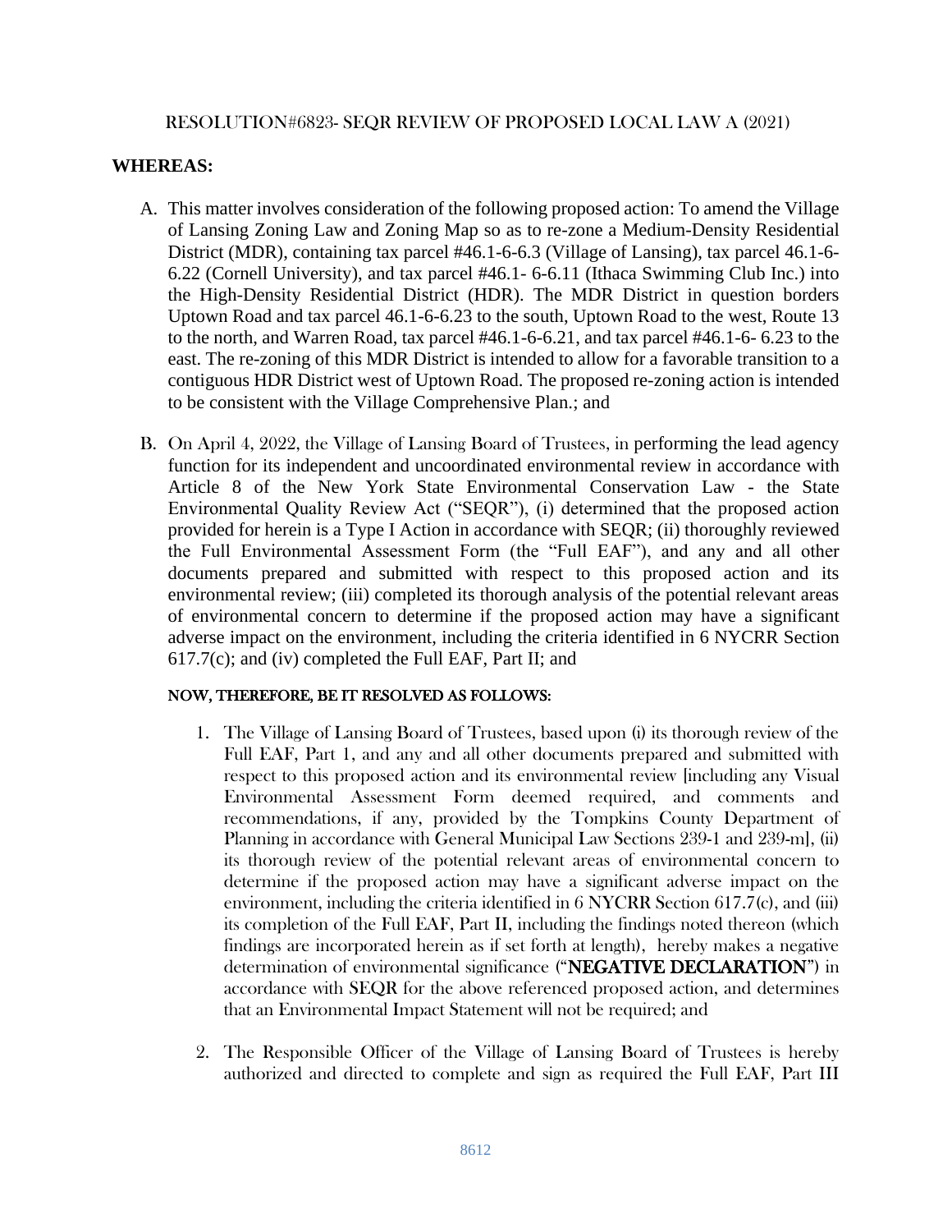RESOLUTION#6823- SEQR REVIEW OF PROPOSED LOCAL LAW A (2021)

**WHEREAS:**

A. This matter involves consideration of the following proposed action: To amend the Village of Lansing Zoning Law and Zoning Map so as to re-zone a Medium-Density Residential District (MDR), containing tax parcel #46.1-6-6.3 (Village of Lansing), tax parcel 46.1-6-6.22 (Cornell University), and tax parcel #46.1- 6-6.11 (Ithaca Swimming Club Inc.) into the High-Density Residential District (HDR). The MDR District in question borders Uptown Road and tax parcel 46.1-6-6.23 to the south, Uptown Road to the west, Route 13 to the north, and Warren Road, tax parcel #46.1-6-6.21, and tax parcel #46.1-6- 6.23 to the east. The re-zoning of this MDR District is intended to allow for a favorable transition to a contiguous HDR District west of Uptown Road. The proposed re-zoning action is intended to be consistent with the Village Comprehensive Plan.; and

B. On April 4, 2022, the Village of Lansing Board of Trustees, in performing the lead agency function for its independent and uncoordinated environmental review in accordance with Article 8 of the New York State Environmental Conservation Law - the State Environmental Quality Review Act ("SEQR"), (i) determined that the proposed action provided for herein is a Type I Action in accordance with SEQR; (ii) thoroughly reviewed the Full Environmental Assessment Form (the "Full EAF"), and any and all other documents prepared and submitted with respect to this proposed action and its environmental review; (iii) completed its thorough analysis of the potential relevant areas of environmental concern to determine if the proposed action may have a significant adverse impact on the environment, including the criteria identified in 6 NYCRR Section 617.7(c); and (iv) completed the Full EAF, Part II; and

**NOW, THEREFORE, BE IT RESOLVED AS FOLLOWS:**

1. The Village of Lansing Board of Trustees, based upon (i) its thorough review of the Full EAF, Part 1, and any and all other documents prepared and submitted with respect to this proposed action and its environmental review [including any Visual Environmental Assessment Form deemed required, and comments and recommendations, if any, provided by the Tompkins County Department of Planning in accordance with General Municipal Law Sections 239-1 and 239-m], (ii) its thorough review of the potential relevant areas of environmental concern to determine if the proposed action may have a significant adverse impact on the environment, including the criteria identified in 6 NYCRR Section 617.7(c), and (iii) its completion of the Full EAF, Part II, including the findings noted thereon (which findings are incorporated herein as if set forth at length), hereby makes a negative determination of environmental significance ("**NEGATIVE DECLARATION**") in accordance with SEQR for the above referenced proposed action, and determines that an Environmental Impact Statement will not be required; and

2. The Responsible Officer of the Village of Lansing Board of Trustees is hereby authorized and directed to complete and sign as required the Full EAF, Part III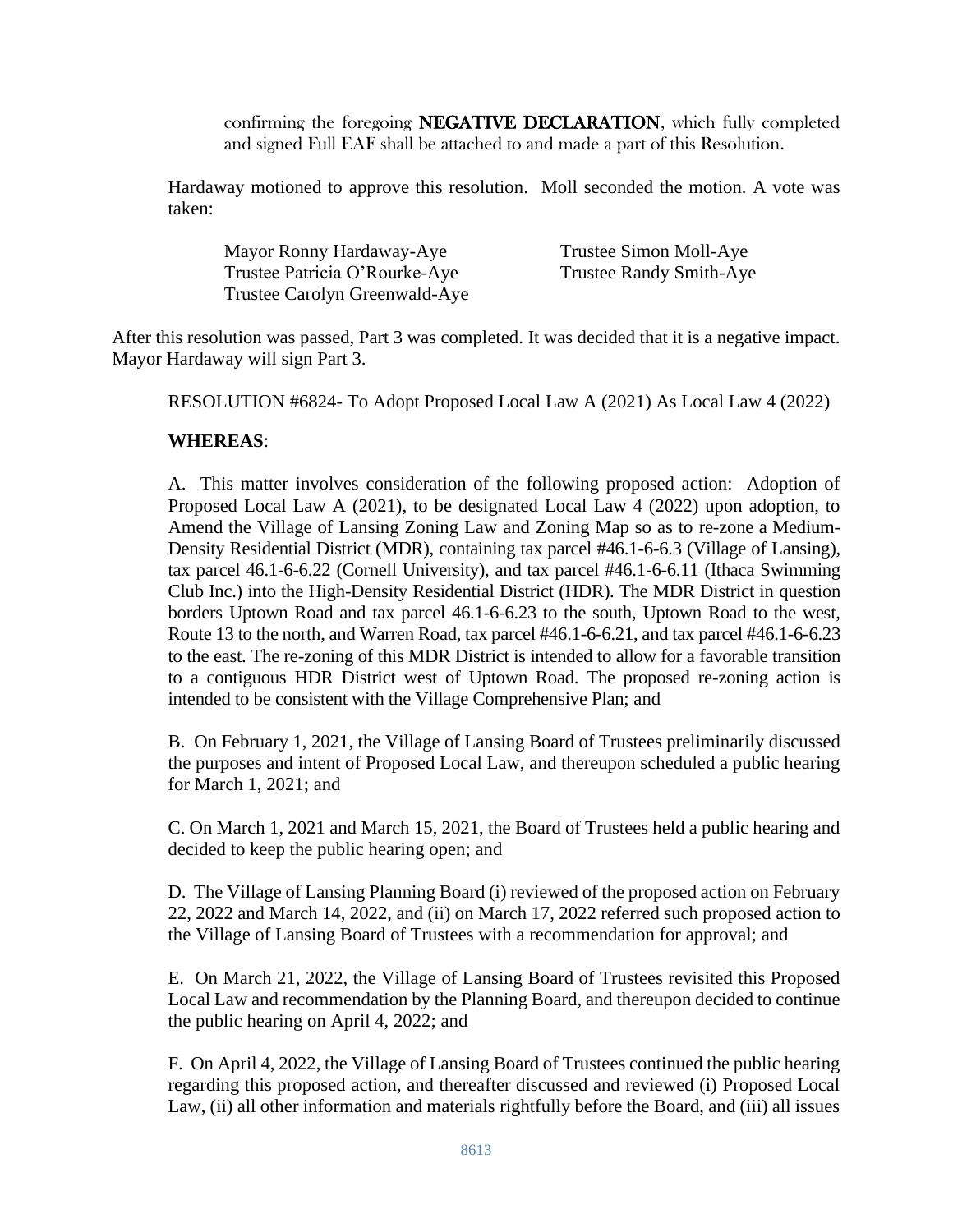confirming the foregoing **NEGATIVE DECLARATION**, which fully completed and signed Full EAF shall be attached to and made a part of this Resolution.

Hardaway motioned to approve this resolution. Moll seconded the motion. A vote was taken:

Mayor Ronny Hardaway-Aye
Trustee Simon Moll-Aye
Trustee Patricia O'Rourke-Aye
Trustee Randy Smith-Aye
Trustee Carolyn Greenwald-Aye

After this resolution was passed, Part 3 was completed. It was decided that it is a negative impact. Mayor Hardaway will sign Part 3.

RESOLUTION #6824- To Adopt Proposed Local Law A (2021) As Local Law 4 (2022)

**WHEREAS**:

A. This matter involves consideration of the following proposed action: Adoption of Proposed Local Law A (2021), to be designated Local Law 4 (2022) upon adoption, to Amend the Village of Lansing Zoning Law and Zoning Map so as to re-zone a Medium-Density Residential District (MDR), containing tax parcel #46.1-6-6.3 (Village of Lansing), tax parcel 46.1-6-6.22 (Cornell University), and tax parcel #46.1-6-6.11 (Ithaca Swimming Club Inc.) into the High-Density Residential District (HDR). The MDR District in question borders Uptown Road and tax parcel 46.1-6-6.23 to the south, Uptown Road to the west, Route 13 to the north, and Warren Road, tax parcel #46.1-6-6.21, and tax parcel #46.1-6-6.23 to the east. The re-zoning of this MDR District is intended to allow for a favorable transition to a contiguous HDR District west of Uptown Road. The proposed re-zoning action is intended to be consistent with the Village Comprehensive Plan; and

B. On February 1, 2021, the Village of Lansing Board of Trustees preliminarily discussed the purposes and intent of Proposed Local Law, and thereupon scheduled a public hearing for March 1, 2021; and

C. On March 1, 2021 and March 15, 2021, the Board of Trustees held a public hearing and decided to keep the public hearing open; and

D. The Village of Lansing Planning Board (i) reviewed of the proposed action on February 22, 2022 and March 14, 2022, and (ii) on March 17, 2022 referred such proposed action to the Village of Lansing Board of Trustees with a recommendation for approval; and

E. On March 21, 2022, the Village of Lansing Board of Trustees revisited this Proposed Local Law and recommendation by the Planning Board, and thereupon decided to continue the public hearing on April 4, 2022; and

F. On April 4, 2022, the Village of Lansing Board of Trustees continued the public hearing regarding this proposed action, and thereafter discussed and reviewed (i) Proposed Local Law, (ii) all other information and materials rightfully before the Board, and (iii) all issues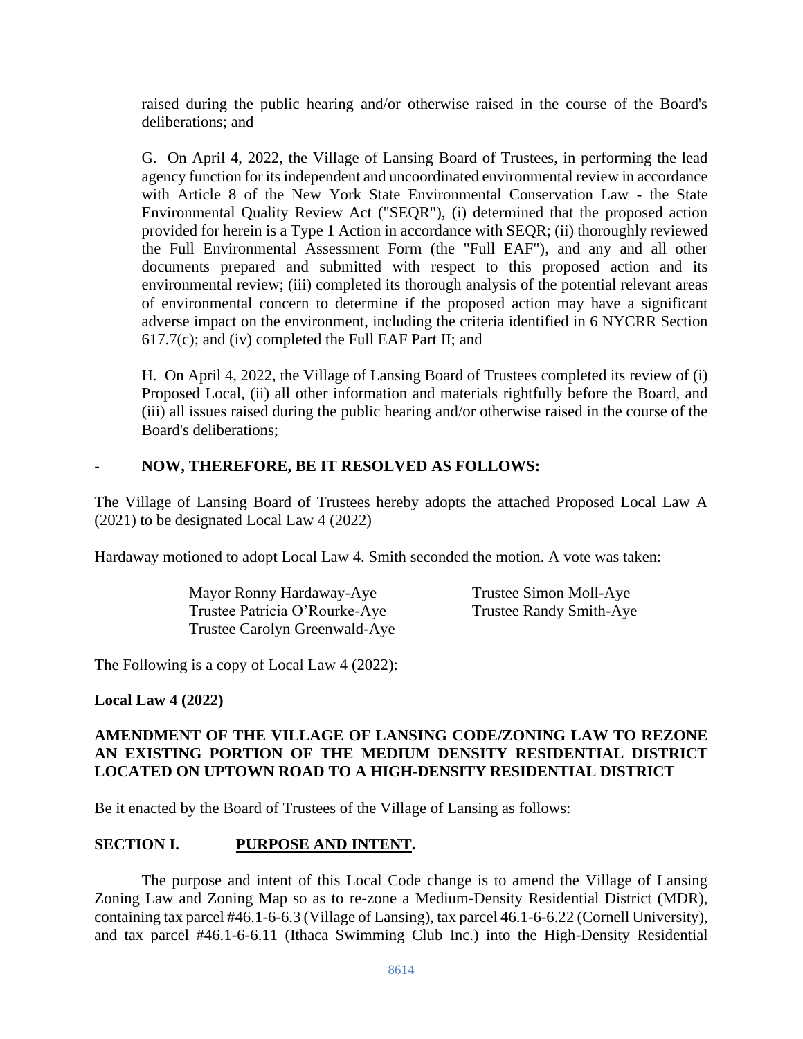raised during the public hearing and/or otherwise raised in the course of the Board's deliberations; and

G. On April 4, 2022, the Village of Lansing Board of Trustees, in performing the lead agency function for its independent and uncoordinated environmental review in accordance with Article 8 of the New York State Environmental Conservation Law - the State Environmental Quality Review Act ("SEQR"), (i) determined that the proposed action provided for herein is a Type 1 Action in accordance with SEQR; (ii) thoroughly reviewed the Full Environmental Assessment Form (the "Full EAF"), and any and all other documents prepared and submitted with respect to this proposed action and its environmental review; (iii) completed its thorough analysis of the potential relevant areas of environmental concern to determine if the proposed action may have a significant adverse impact on the environment, including the criteria identified in 6 NYCRR Section 617.7(c); and (iv) completed the Full EAF Part II; and

H. On April 4, 2022, the Village of Lansing Board of Trustees completed its review of (i) Proposed Local, (ii) all other information and materials rightfully before the Board, and (iii) all issues raised during the public hearing and/or otherwise raised in the course of the Board's deliberations;

- **NOW, THEREFORE, BE IT RESOLVED AS FOLLOWS:**

The Village of Lansing Board of Trustees hereby adopts the attached Proposed Local Law A (2021) to be designated Local Law 4 (2022)

Hardaway motioned to adopt Local Law 4. Smith seconded the motion. A vote was taken:

Mayor Ronny Hardaway-Aye
Trustee Simon Moll-Aye
Trustee Patricia O'Rourke-Aye
Trustee Randy Smith-Aye
Trustee Carolyn Greenwald-Aye

The Following is a copy of Local Law 4 (2022):

**Local Law 4 (2022)**

**AMENDMENT OF THE VILLAGE OF LANSING CODE/ZONING LAW TO REZONE AN EXISTING PORTION OF THE MEDIUM DENSITY RESIDENTIAL DISTRICT LOCATED ON UPTOWN ROAD TO A HIGH-DENSITY RESIDENTIAL DISTRICT**

Be it enacted by the Board of Trustees of the Village of Lansing as follows:

**SECTION I. PURPOSE AND INTENT.**

The purpose and intent of this Local Code change is to amend the Village of Lansing Zoning Law and Zoning Map so as to re-zone a Medium-Density Residential District (MDR), containing tax parcel #46.1-6-6.3 (Village of Lansing), tax parcel 46.1-6-6.22 (Cornell University), and tax parcel #46.1-6-6.11 (Ithaca Swimming Club Inc.) into the High-Density Residential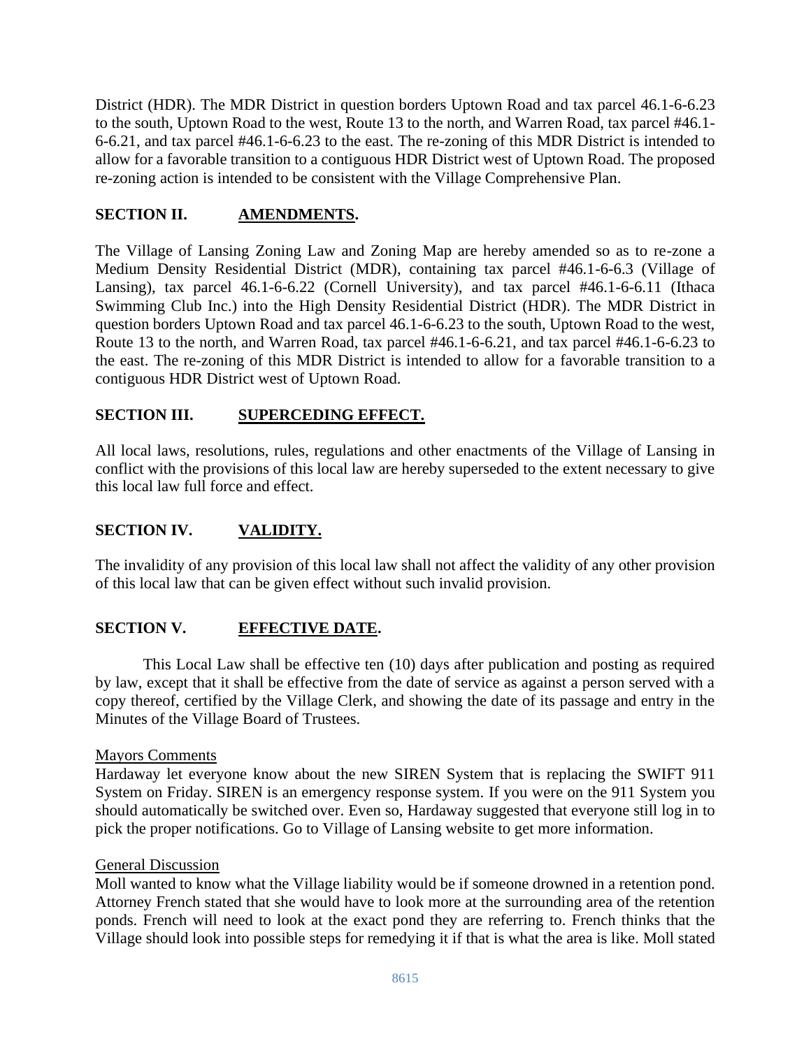District (HDR). The MDR District in question borders Uptown Road and tax parcel 46.1-6-6.23 to the south, Uptown Road to the west, Route 13 to the north, and Warren Road, tax parcel #46.1-6-6.21, and tax parcel #46.1-6-6.23 to the east. The re-zoning of this MDR District is intended to allow for a favorable transition to a contiguous HDR District west of Uptown Road. The proposed re-zoning action is intended to be consistent with the Village Comprehensive Plan.

**SECTION II.** **AMENDMENTS.**

The Village of Lansing Zoning Law and Zoning Map are hereby amended so as to re-zone a Medium Density Residential District (MDR), containing tax parcel #46.1-6-6.3 (Village of Lansing), tax parcel 46.1-6-6.22 (Cornell University), and tax parcel #46.1-6-6.11 (Ithaca Swimming Club Inc.) into the High Density Residential District (HDR). The MDR District in question borders Uptown Road and tax parcel 46.1-6-6.23 to the south, Uptown Road to the west, Route 13 to the north, and Warren Road, tax parcel #46.1-6-6.21, and tax parcel #46.1-6-6.23 to the east. The re-zoning of this MDR District is intended to allow for a favorable transition to a contiguous HDR District west of Uptown Road.

**SECTION III.** **SUPERCEDING EFFECT.**

All local laws, resolutions, rules, regulations and other enactments of the Village of Lansing in conflict with the provisions of this local law are hereby superseded to the extent necessary to give this local law full force and effect.

**SECTION IV.** **VALIDITY.**

The invalidity of any provision of this local law shall not affect the validity of any other provision of this local law that can be given effect without such invalid provision.

**SECTION V.** **EFFECTIVE DATE.**

This Local Law shall be effective ten (10) days after publication and posting as required by law, except that it shall be effective from the date of service as against a person served with a copy thereof, certified by the Village Clerk, and showing the date of its passage and entry in the Minutes of the Village Board of Trustees.

Mayors Comments

Hardaway let everyone know about the new SIREN System that is replacing the SWIFT 911 System on Friday. SIREN is an emergency response system. If you were on the 911 System you should automatically be switched over. Even so, Hardaway suggested that everyone still log in to pick the proper notifications. Go to Village of Lansing website to get more information.

General Discussion

Moll wanted to know what the Village liability would be if someone drowned in a retention pond. Attorney French stated that she would have to look more at the surrounding area of the retention ponds. French will need to look at the exact pond they are referring to. French thinks that the Village should look into possible steps for remedying it if that is what the area is like. Moll stated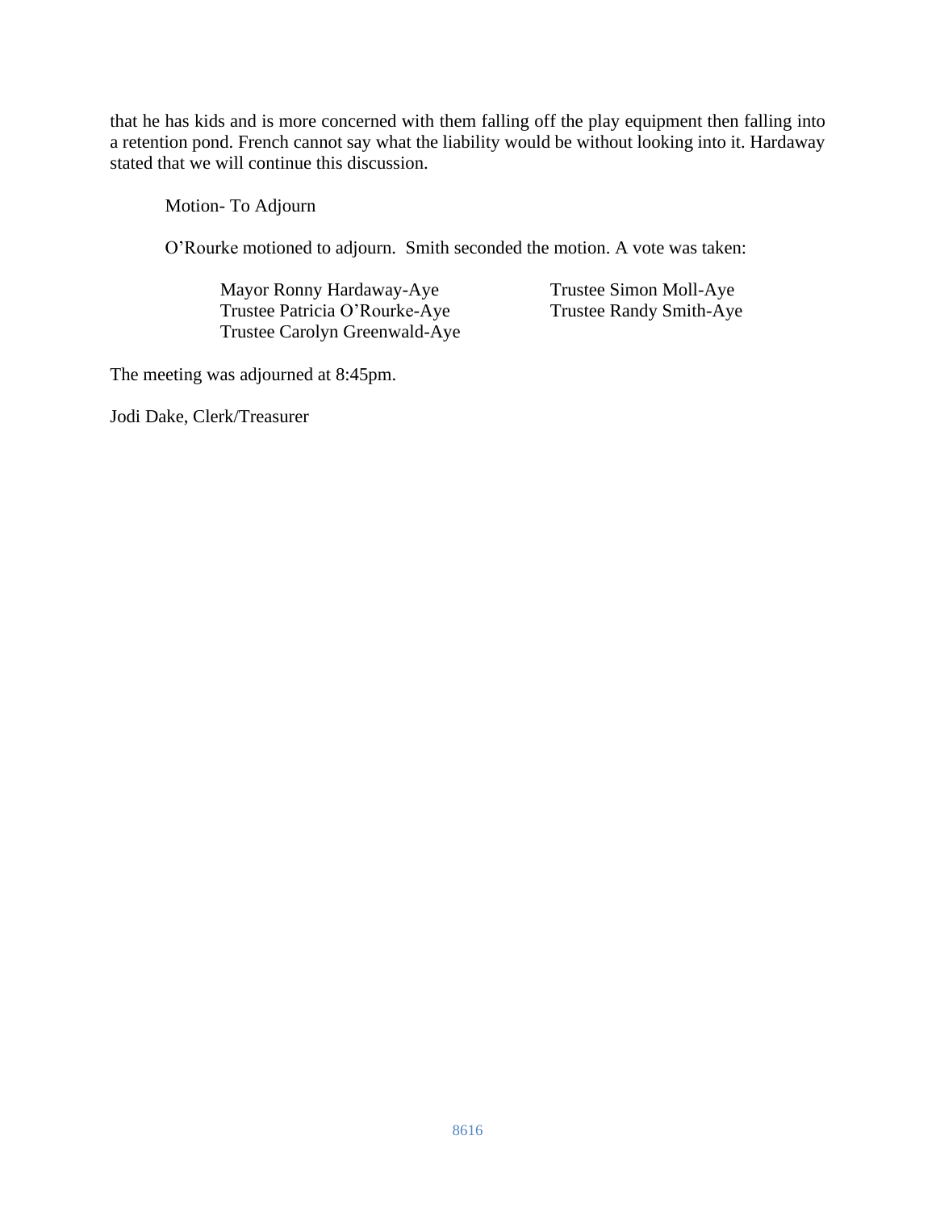that he has kids and is more concerned with them falling off the play equipment then falling into a retention pond. French cannot say what the liability would be without looking into it. Hardaway stated that we will continue this discussion.

Motion- To Adjourn

O'Rourke motioned to adjourn. Smith seconded the motion. A vote was taken:

Mayor Ronny Hardaway-Aye
Trustee Simon Moll-Aye
Trustee Patricia O'Rourke-Aye
Trustee Randy Smith-Aye
Trustee Carolyn Greenwald-Aye

The meeting was adjourned at 8:45pm.

Jodi Dake, Clerk/Treasurer